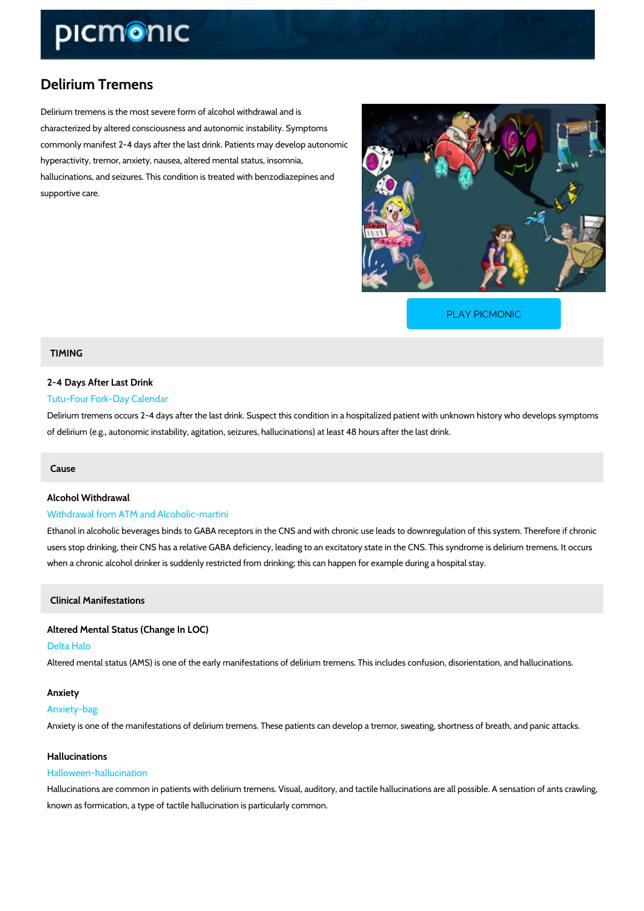# Delirium Tremens

Delirium tremens is the most severe form of alcohol withdrawal and is characterized by altered consciousness and autonomic instability. Symptoms commonly manifest 2-4 days after the last drink. Patients may develop autonomic hyperactivity, tremor, anxiety, nausea, altered mental status, insomnia, hallucinations, and seizures. This condition is treated with benzodiazepines and supportive care.

PLAY PICMONIC

## TIMING

### 2-4 Days After Last Drink

Tutu-Four Fork-Day Calendar

Delirium tremens occurs 2-4 days after the last drink. Suspect this condition in a hospitalized patient with unknown history who develops symptoms of delirium (e.g., autonomic instability, agitation, seizures, hallucinations) at least 48 hours after the last drink.

## Cause

### Alcohol Withdrawal

Withdrawal from ATM and Alcoholic-martini

Ethanol in alcoholic beverages binds to GABA receptors in the CNS and with chronic use leads to downregulation of this system. Therefore if chronic users stop drinking, their CNS has a relative GABA deficiency, leading to an excitatory state in the CNS. This syndrome is delirium tremens. It occurs when a chronic alcohol drinker is suddenly restricted from drinking; this can happen for example during a hospital stay.

## Clinical Manifestations

### Altered Mental Status (Change In LOC)

Delta Halo

Altered mental status (AMS) is one of the early manifestations of delirium tremens. This includes confusion, disorientation, and hallucinations.

### Anxiety

Anxiety-bag

Anxiety is one of the manifestations of delirium tremens. These patients can develop a tremor, sweating, shortness of breath, and panic attacks.

### Hallucinations

Halloween-hallucination

Hallucinations are common in patients with delirium tremens. Visual, auditory, and tactile hallucinations are all possible. A sensation of ants crawling, known as formication, a type of tactile hallucination is particularly common.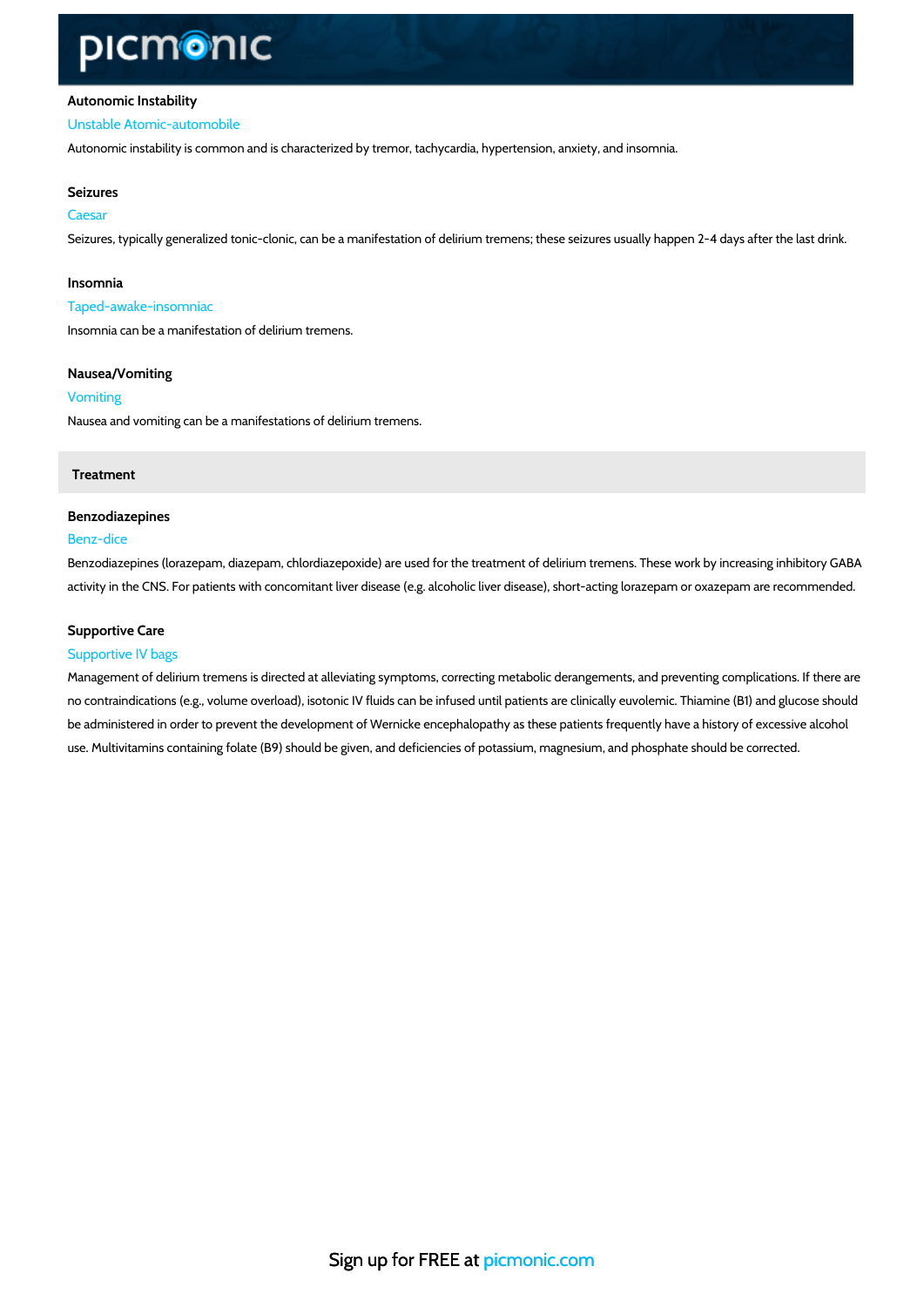### Autonomic Instability

Unstable Atomic-automobile

Autonomic instability is common and is characterized by tremor, tachycardia, hypertension, anxiety, and insomnia.

### Seizures

Caesar

Seizures, typically generalized tonic-clonic, can be a manifestation of delirium tremens; these seizures usually happen 2-4 days after the last drink.

### Insomnia

Taped-awake-insomniac

Insomnia can be a manifestation of delirium tremens.

### Nausea/Vomiting

Vomiting

Nausea and vomiting can be a manifestations of delirium tremens.

## Treatment

### Benzodiazepines

Benz-dice

Benzodiazepines (lorazepam, diazepam, chlordiazepoxide) are used for the treatment of delirium tremens. These work by increasing inhibitory GABA activity in the CNS. For patients with concomitant liver disease (e.g. alcoholic liver disease), short-acting lorazepam or oxazepam are recommended.

### Supportive Care

Supportive IV bags

Management of delirium tremens is directed at alleviating symptoms, correcting metabolic derangements, and preventing complications. If there are no contraindications (e.g., volume overload), isotonic IV fluids can be infused until patients are clinically euvolemic. Thiamine (B1) and glucose should be administered in order to prevent the development of Wernicke encephalopathy as these patients frequently have a history of excessive alcohol use. Multivitamins containing folate (B9) should be given, and deficiencies of potassium, magnesium, and phosphate should be corrected.